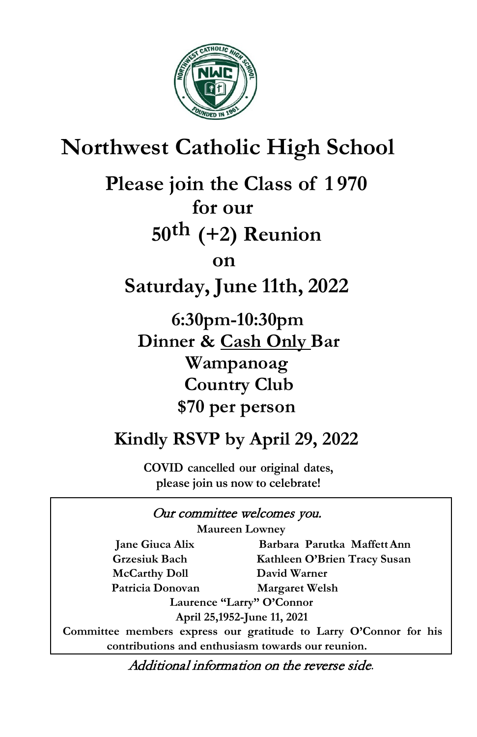# Northwest Catholic High School

## Please join the Class of 1970 for our 50th (+2) Reunion on Saturday, June 11th, 2022

**6:30pm-10:30pm**
**Dinner & Cash Only Bar**
**Wampanoag Country Club**
**$70 per person**

## Kindly RSVP by April 29, 2022

**COVID cancelled our original dates, please join us now to celebrate!**

*Our committee welcomes you.*

**Maureen Lowney**

| | |
|---|---|
| **Jane Giuca Alix** | **Barbara Parutka Maffett Ann** |
| **Grzesiuk Bach** | **Kathleen O'Brien Tracy Susan** |
| **McCarthy Doll** | **David Warner** |
| **Patricia Donovan** | **Margaret Welsh** |

**Laurence "Larry" O'Connor**
**April 25,1952-June 11, 2021**

**Committee members express our gratitude to Larry O'Connor for his contributions and enthusiasm towards our reunion.**

*Additional information on the reverse side.*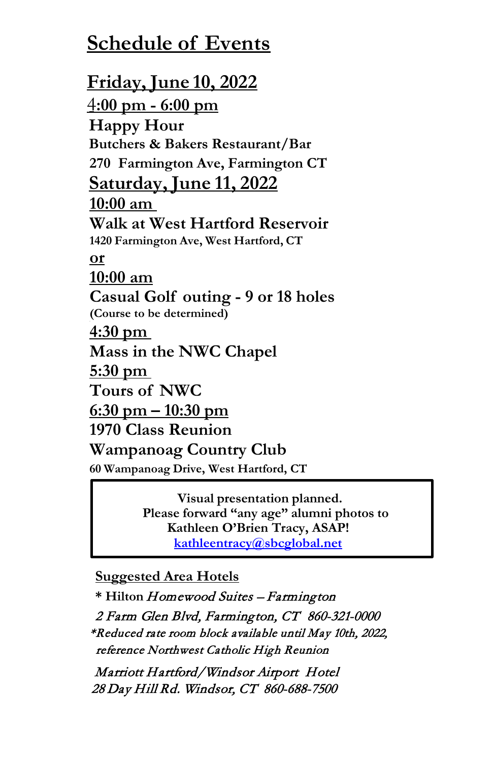# Schedule of Events

## Friday, June 10, 2022

**4:00 pm - 6:00 pm**

**Happy Hour**

**Butchers & Bakers Restaurant/Bar**

**270 Farmington Ave, Farmington CT**

## Saturday, June 11, 2022

**10:00 am**

**Walk at West Hartford Reservoir**

**1420 Farmington Ave, West Hartford, CT**

**or**

**10:00 am**

**Casual Golf outing - 9 or 18 holes**

**(Course to be determined)**

**4:30 pm**

**Mass in the NWC Chapel**

**5:30 pm**

**Tours of NWC**

**6:30 pm – 10:30 pm**

**1970 Class Reunion**

**Wampanoag Country Club**

**60 Wampanoag Drive, West Hartford, CT**

> **Visual presentation planned.**
> **Please forward "any age" alumni photos to**
> **Kathleen O'Brien Tracy, ASAP!**
> kathleentracy@sbcglobal.net

**Suggested Area Hotels**

\* Hilton *Homewood Suites – Farmington*

*2 Farm Glen Blvd, Farmington, CT 860-321-0000*

*\*Reduced rate room block available until May 10th, 2022, reference Northwest Catholic High Reunion*

*Marriott Hartford/Windsor Airport Hotel*

*28 Day Hill Rd. Windsor, CT 860-688-7500*